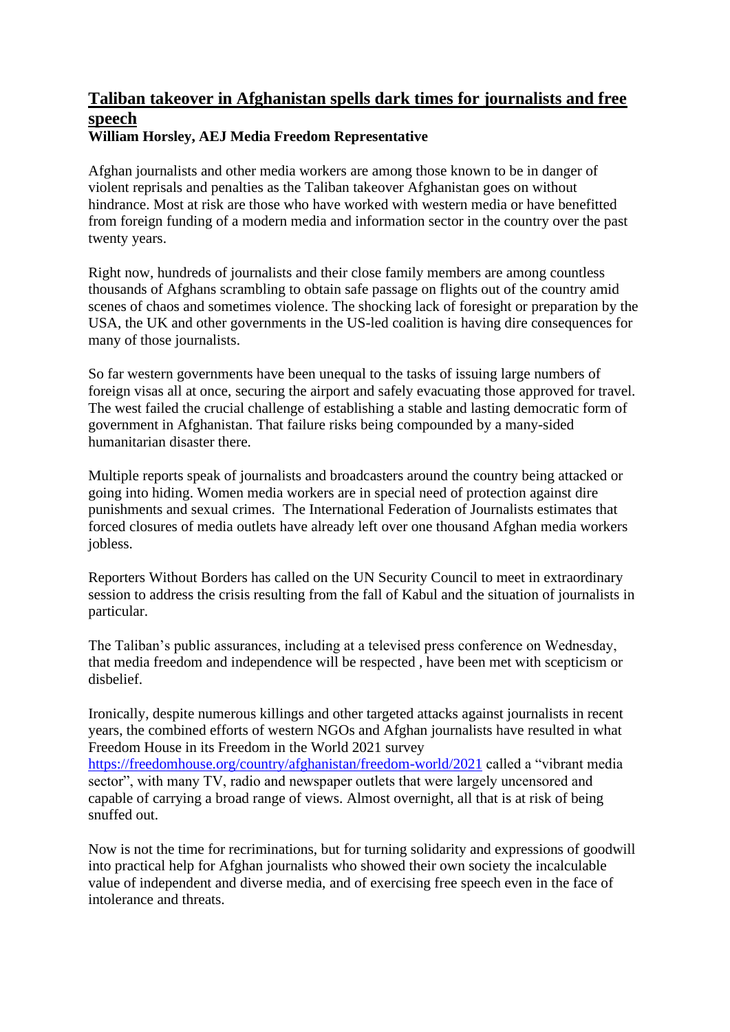# Taliban takeover in Afghanistan spells dark times for journalists and free speech

**William Horsley, AEJ Media Freedom Representative**

Afghan journalists and other media workers are among those known to be in danger of violent reprisals and penalties as the Taliban takeover Afghanistan goes on without hindrance. Most at risk are those who have worked with western media or have benefitted from foreign funding of a modern media and information sector in the country over the past twenty years.

Right now, hundreds of journalists and their close family members are among countless thousands of Afghans scrambling to obtain safe passage on flights out of the country amid scenes of chaos and sometimes violence. The shocking lack of foresight or preparation by the USA, the UK and other governments in the US-led coalition is having dire consequences for many of those journalists.

So far western governments have been unequal to the tasks of issuing large numbers of foreign visas all at once, securing the airport and safely evacuating those approved for travel. The west failed the crucial challenge of establishing a stable and lasting democratic form of government in Afghanistan. That failure risks being compounded by a many-sided humanitarian disaster there.

Multiple reports speak of journalists and broadcasters around the country being attacked or going into hiding. Women media workers are in special need of protection against dire punishments and sexual crimes. The International Federation of Journalists estimates that forced closures of media outlets have already left over one thousand Afghan media workers jobless.

Reporters Without Borders has called on the UN Security Council to meet in extraordinary session to address the crisis resulting from the fall of Kabul and the situation of journalists in particular.

The Taliban's public assurances, including at a televised press conference on Wednesday, that media freedom and independence will be respected , have been met with scepticism or disbelief.

Ironically, despite numerous killings and other targeted attacks against journalists in recent years, the combined efforts of western NGOs and Afghan journalists have resulted in what Freedom House in its Freedom in the World 2021 survey https://freedomhouse.org/country/afghanistan/freedom-world/2021 called a "vibrant media sector", with many TV, radio and newspaper outlets that were largely uncensored and capable of carrying a broad range of views. Almost overnight, all that is at risk of being snuffed out.

Now is not the time for recriminations, but for turning solidarity and expressions of goodwill into practical help for Afghan journalists who showed their own society the incalculable value of independent and diverse media, and of exercising free speech even in the face of intolerance and threats.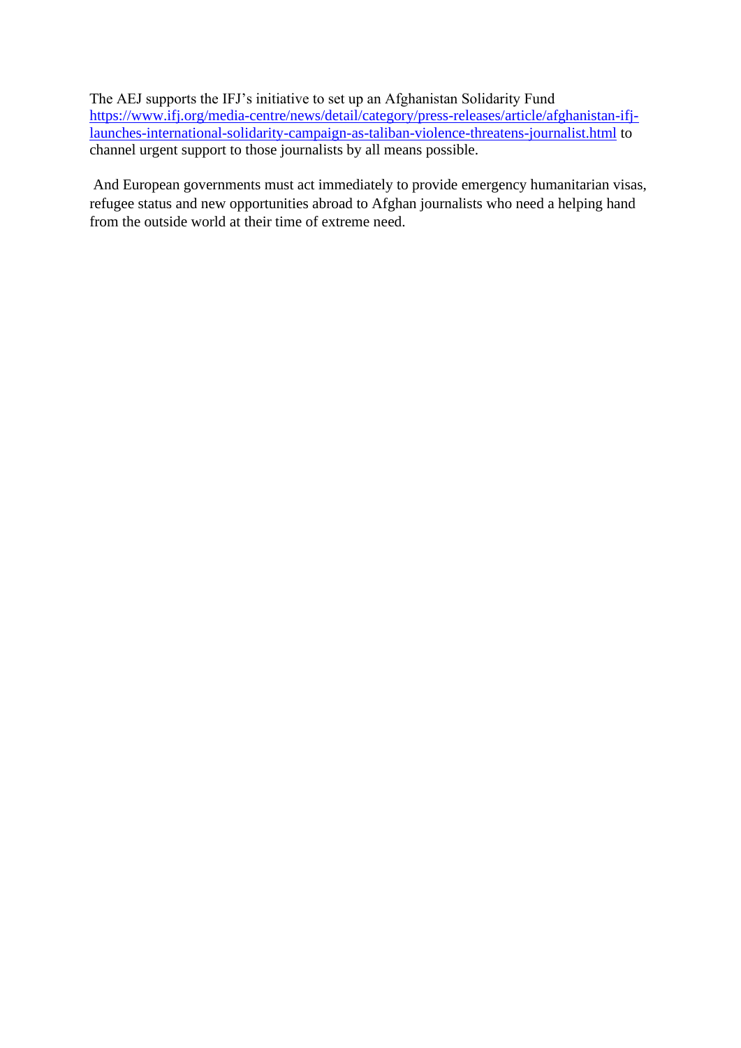The AEJ supports the IFJ's initiative to set up an Afghanistan Solidarity Fund https://www.ifj.org/media-centre/news/detail/category/press-releases/article/afghanistan-ifj-launches-international-solidarity-campaign-as-taliban-violence-threatens-journalist.html to channel urgent support to those journalists by all means possible.

And European governments must act immediately to provide emergency humanitarian visas, refugee status and new opportunities abroad to Afghan journalists who need a helping hand from the outside world at their time of extreme need.